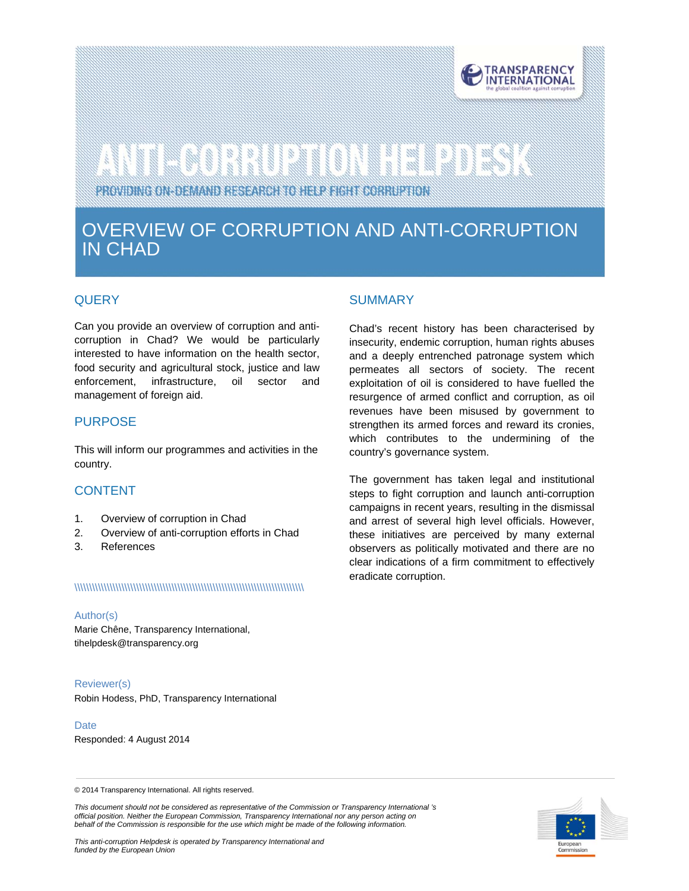# ANTI-CORRUPTION HELPDESK

PROVIDING ON-DEMAND RESEARCH TO HELP FIGHT CORRUPTION

## OVERVIEW OF CORRUPTION AND ANTI-CORRUPTION IN CHAD

### QUERY

Can you provide an overview of corruption and anti-corruption in Chad? We would be particularly interested to have information on the health sector, food security and agricultural stock, justice and law enforcement, infrastructure, oil sector and management of foreign aid.

### PURPOSE

This will inform our programmes and activities in the country.

### CONTENT

1. Overview of corruption in Chad
2. Overview of anti-corruption efforts in Chad
3. References

**Author(s)**
Marie Chêne, Transparency International, tihelpdesk@transparency.org

**Reviewer(s)**
Robin Hodess, PhD, Transparency International

**Date**
Responded: 4 August 2014

### SUMMARY

Chad's recent history has been characterised by insecurity, endemic corruption, human rights abuses and a deeply entrenched patronage system which permeates all sectors of society. The recent exploitation of oil is considered to have fuelled the resurgence of armed conflict and corruption, as oil revenues have been misused by government to strengthen its armed forces and reward its cronies, which contributes to the undermining of the country's governance system.

The government has taken legal and institutional steps to fight corruption and launch anti-corruption campaigns in recent years, resulting in the dismissal and arrest of several high level officials. However, these initiatives are perceived by many external observers as politically motivated and there are no clear indications of a firm commitment to effectively eradicate corruption.

© 2014 Transparency International. All rights reserved.

*This document should not be considered as representative of the Commission or Transparency International 's official position. Neither the European Commission, Transparency International nor any person acting on behalf of the Commission is responsible for the use which might be made of the following information.*

*This anti-corruption Helpdesk is operated by Transparency International and funded by the European Union*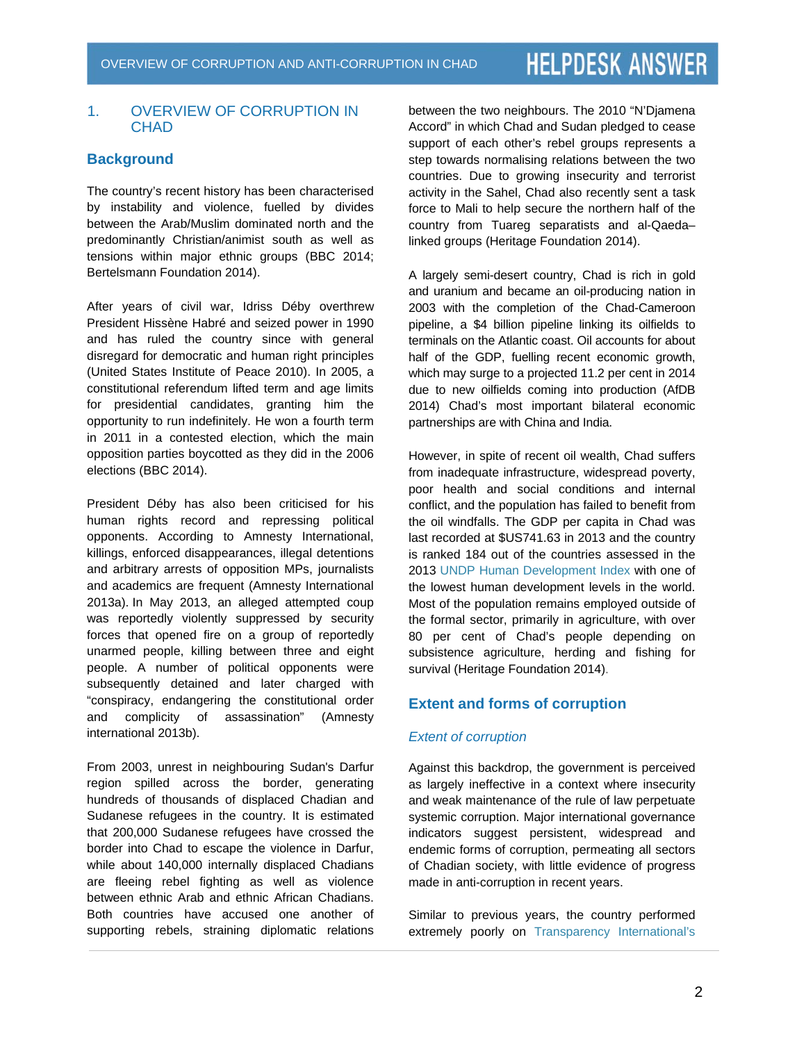## 1. OVERVIEW OF CORRUPTION IN CHAD

### Background

The country's recent history has been characterised by instability and violence, fuelled by divides between the Arab/Muslim dominated north and the predominantly Christian/animist south as well as tensions within major ethnic groups (BBC 2014; Bertelsmann Foundation 2014).

After years of civil war, Idriss Déby overthrew President Hissène Habré and seized power in 1990 and has ruled the country since with general disregard for democratic and human right principles (United States Institute of Peace 2010). In 2005, a constitutional referendum lifted term and age limits for presidential candidates, granting him the opportunity to run indefinitely. He won a fourth term in 2011 in a contested election, which the main opposition parties boycotted as they did in the 2006 elections (BBC 2014).

President Déby has also been criticised for his human rights record and repressing political opponents. According to Amnesty International, killings, enforced disappearances, illegal detentions and arbitrary arrests of opposition MPs, journalists and academics are frequent (Amnesty International 2013a). In May 2013, an alleged attempted coup was reportedly violently suppressed by security forces that opened fire on a group of reportedly unarmed people, killing between three and eight people. A number of political opponents were subsequently detained and later charged with "conspiracy, endangering the constitutional order and complicity of assassination" (Amnesty international 2013b).

From 2003, unrest in neighbouring Sudan's Darfur region spilled across the border, generating hundreds of thousands of displaced Chadian and Sudanese refugees in the country. It is estimated that 200,000 Sudanese refugees have crossed the border into Chad to escape the violence in Darfur, while about 140,000 internally displaced Chadians are fleeing rebel fighting as well as violence between ethnic Arab and ethnic African Chadians. Both countries have accused one another of supporting rebels, straining diplomatic relations between the two neighbours. The 2010 "N'Djamena Accord" in which Chad and Sudan pledged to cease support of each other's rebel groups represents a step towards normalising relations between the two countries. Due to growing insecurity and terrorist activity in the Sahel, Chad also recently sent a task force to Mali to help secure the northern half of the country from Tuareg separatists and al-Qaeda–linked groups (Heritage Foundation 2014).

A largely semi-desert country, Chad is rich in gold and uranium and became an oil-producing nation in 2003 with the completion of the Chad-Cameroon pipeline, a $4 billion pipeline linking its oilfields to terminals on the Atlantic coast. Oil accounts for about half of the GDP, fuelling recent economic growth, which may surge to a projected 11.2 per cent in 2014 due to new oilfields coming into production (AfDB 2014) Chad's most important bilateral economic partnerships are with China and India.

However, in spite of recent oil wealth, Chad suffers from inadequate infrastructure, widespread poverty, poor health and social conditions and internal conflict, and the population has failed to benefit from the oil windfalls. The GDP per capita in Chad was last recorded at $US741.63 in 2013 and the country is ranked 184 out of the countries assessed in the 2013 UNDP Human Development Index with one of the lowest human development levels in the world. Most of the population remains employed outside of the formal sector, primarily in agriculture, with over 80 per cent of Chad's people depending on subsistence agriculture, herding and fishing for survival (Heritage Foundation 2014).

### Extent and forms of corruption

#### *Extent of corruption*

Against this backdrop, the government is perceived as largely ineffective in a context where insecurity and weak maintenance of the rule of law perpetuate systemic corruption. Major international governance indicators suggest persistent, widespread and endemic forms of corruption, permeating all sectors of Chadian society, with little evidence of progress made in anti-corruption in recent years.

Similar to previous years, the country performed extremely poorly on Transparency International's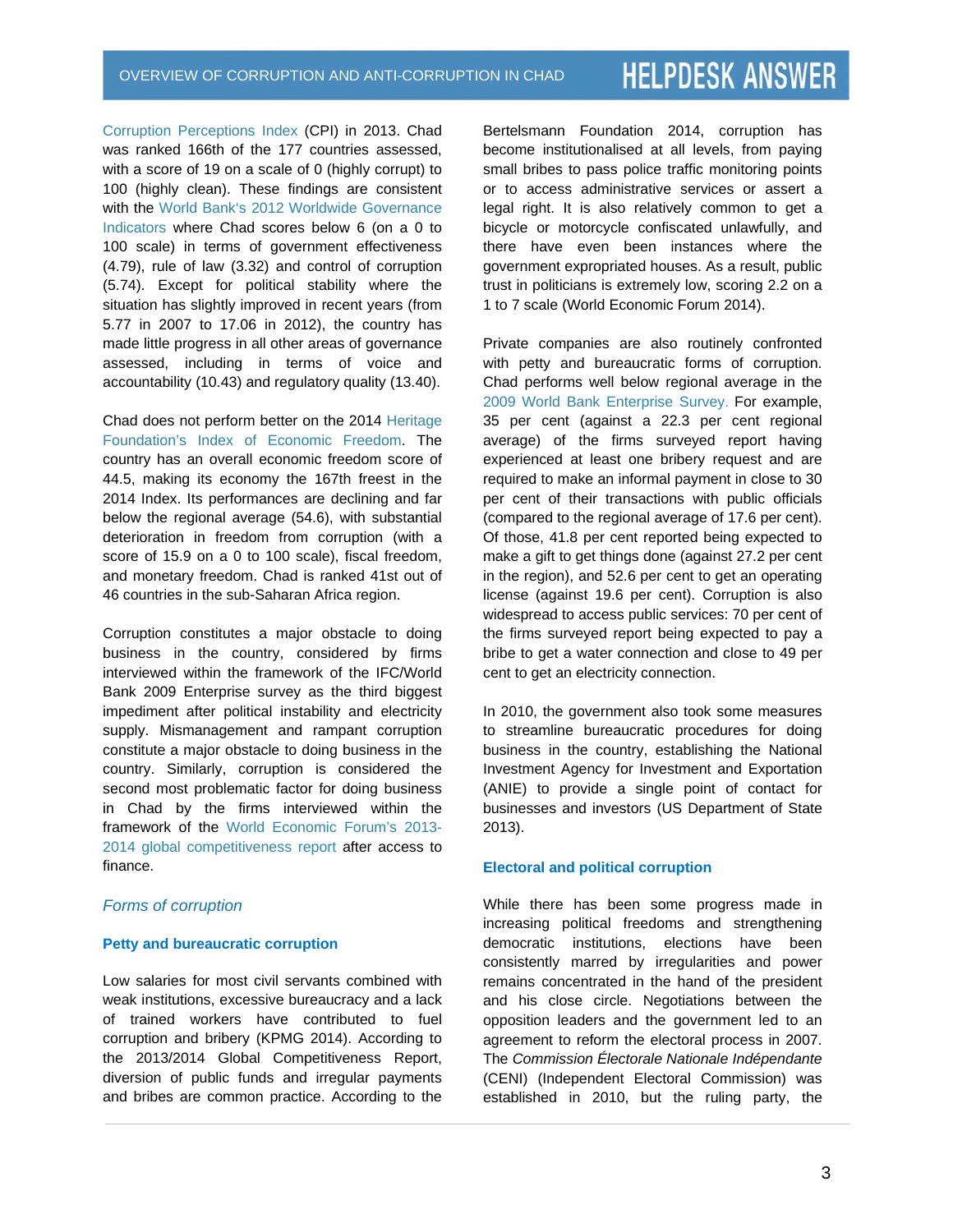Corruption Perceptions Index (CPI) in 2013. Chad was ranked 166th of the 177 countries assessed, with a score of 19 on a scale of 0 (highly corrupt) to 100 (highly clean). These findings are consistent with the World Bank's 2012 Worldwide Governance Indicators where Chad scores below 6 (on a 0 to 100 scale) in terms of government effectiveness (4.79), rule of law (3.32) and control of corruption (5.74). Except for political stability where the situation has slightly improved in recent years (from 5.77 in 2007 to 17.06 in 2012), the country has made little progress in all other areas of governance assessed, including in terms of voice and accountability (10.43) and regulatory quality (13.40).

Chad does not perform better on the 2014 Heritage Foundation's Index of Economic Freedom. The country has an overall economic freedom score of 44.5, making its economy the 167th freest in the 2014 Index. Its performances are declining and far below the regional average (54.6), with substantial deterioration in freedom from corruption (with a score of 15.9 on a 0 to 100 scale), fiscal freedom, and monetary freedom. Chad is ranked 41st out of 46 countries in the sub-Saharan Africa region.

Corruption constitutes a major obstacle to doing business in the country, considered by firms interviewed within the framework of the IFC/World Bank 2009 Enterprise survey as the third biggest impediment after political instability and electricity supply. Mismanagement and rampant corruption constitute a major obstacle to doing business in the country. Similarly, corruption is considered the second most problematic factor for doing business in Chad by the firms interviewed within the framework of the World Economic Forum's 2013-2014 global competitiveness report after access to finance.

## *Forms of corruption*

### Petty and bureaucratic corruption

Low salaries for most civil servants combined with weak institutions, excessive bureaucracy and a lack of trained workers have contributed to fuel corruption and bribery (KPMG 2014). According to the 2013/2014 Global Competitiveness Report, diversion of public funds and irregular payments and bribes are common practice. According to the Bertelsmann Foundation 2014, corruption has become institutionalised at all levels, from paying small bribes to pass police traffic monitoring points or to access administrative services or assert a legal right. It is also relatively common to get a bicycle or motorcycle confiscated unlawfully, and there have even been instances where the government expropriated houses. As a result, public trust in politicians is extremely low, scoring 2.2 on a 1 to 7 scale (World Economic Forum 2014).

Private companies are also routinely confronted with petty and bureaucratic forms of corruption. Chad performs well below regional average in the 2009 World Bank Enterprise Survey. For example, 35 per cent (against a 22.3 per cent regional average) of the firms surveyed report having experienced at least one bribery request and are required to make an informal payment in close to 30 per cent of their transactions with public officials (compared to the regional average of 17.6 per cent). Of those, 41.8 per cent reported being expected to make a gift to get things done (against 27.2 per cent in the region), and 52.6 per cent to get an operating license (against 19.6 per cent). Corruption is also widespread to access public services: 70 per cent of the firms surveyed report being expected to pay a bribe to get a water connection and close to 49 per cent to get an electricity connection.

In 2010, the government also took some measures to streamline bureaucratic procedures for doing business in the country, establishing the National Investment Agency for Investment and Exportation (ANIE) to provide a single point of contact for businesses and investors (US Department of State 2013).

### Electoral and political corruption

While there has been some progress made in increasing political freedoms and strengthening democratic institutions, elections have been consistently marred by irregularities and power remains concentrated in the hand of the president and his close circle. Negotiations between the opposition leaders and the government led to an agreement to reform the electoral process in 2007. The *Commission Électorale Nationale Indépendante* (CENI) (Independent Electoral Commission) was established in 2010, but the ruling party, the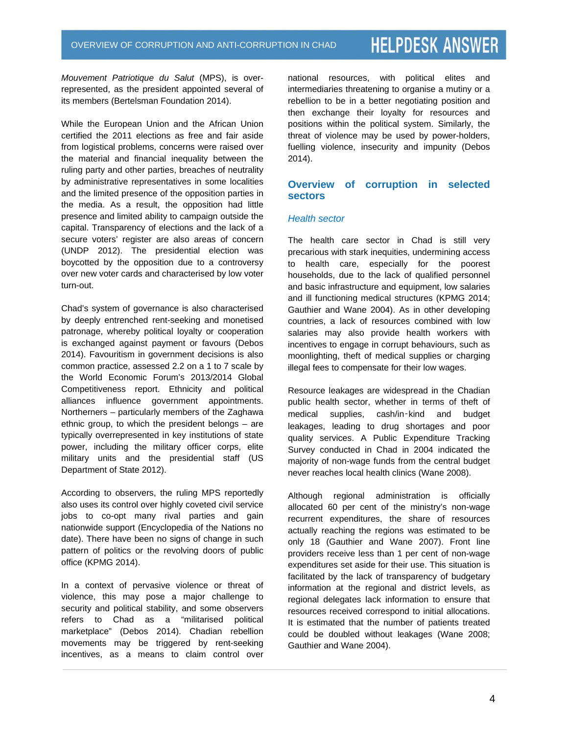*Mouvement Patriotique du Salut* (MPS), is over-represented, as the president appointed several of its members (Bertelsman Foundation 2014).

While the European Union and the African Union certified the 2011 elections as free and fair aside from logistical problems, concerns were raised over the material and financial inequality between the ruling party and other parties, breaches of neutrality by administrative representatives in some localities and the limited presence of the opposition parties in the media. As a result, the opposition had little presence and limited ability to campaign outside the capital. Transparency of elections and the lack of a secure voters' register are also areas of concern (UNDP 2012). The presidential election was boycotted by the opposition due to a controversy over new voter cards and characterised by low voter turn-out.

Chad's system of governance is also characterised by deeply entrenched rent-seeking and monetised patronage, whereby political loyalty or cooperation is exchanged against payment or favours (Debos 2014). Favouritism in government decisions is also common practice, assessed 2.2 on a 1 to 7 scale by the World Economic Forum's 2013/2014 Global Competitiveness report. Ethnicity and political alliances influence government appointments. Northerners – particularly members of the Zaghawa ethnic group, to which the president belongs – are typically overrepresented in key institutions of state power, including the military officer corps, elite military units and the presidential staff (US Department of State 2012).

According to observers, the ruling MPS reportedly also uses its control over highly coveted civil service jobs to co-opt many rival parties and gain nationwide support (Encyclopedia of the Nations no date). There have been no signs of change in such pattern of politics or the revolving doors of public office (KPMG 2014).

In a context of pervasive violence or threat of violence, this may pose a major challenge to security and political stability, and some observers refers to Chad as a "militarised political marketplace" (Debos 2014). Chadian rebellion movements may be triggered by rent-seeking incentives, as a means to claim control over national resources, with political elites and intermediaries threatening to organise a mutiny or a rebellion to be in a better negotiating position and then exchange their loyalty for resources and positions within the political system. Similarly, the threat of violence may be used by power-holders, fuelling violence, insecurity and impunity (Debos 2014).

## Overview of corruption in selected sectors

### *Health sector*

The health care sector in Chad is still very precarious with stark inequities, undermining access to health care, especially for the poorest households, due to the lack of qualified personnel and basic infrastructure and equipment, low salaries and ill functioning medical structures (KPMG 2014; Gauthier and Wane 2004). As in other developing countries, a lack of resources combined with low salaries may also provide health workers with incentives to engage in corrupt behaviours, such as moonlighting, theft of medical supplies or charging illegal fees to compensate for their low wages.

Resource leakages are widespread in the Chadian public health sector, whether in terms of theft of medical supplies, cash/in-kind and budget leakages, leading to drug shortages and poor quality services. A Public Expenditure Tracking Survey conducted in Chad in 2004 indicated the majority of non-wage funds from the central budget never reaches local health clinics (Wane 2008).

Although regional administration is officially allocated 60 per cent of the ministry's non-wage recurrent expenditures, the share of resources actually reaching the regions was estimated to be only 18 (Gauthier and Wane 2007). Front line providers receive less than 1 per cent of non-wage expenditures set aside for their use. This situation is facilitated by the lack of transparency of budgetary information at the regional and district levels, as regional delegates lack information to ensure that resources received correspond to initial allocations. It is estimated that the number of patients treated could be doubled without leakages (Wane 2008; Gauthier and Wane 2004).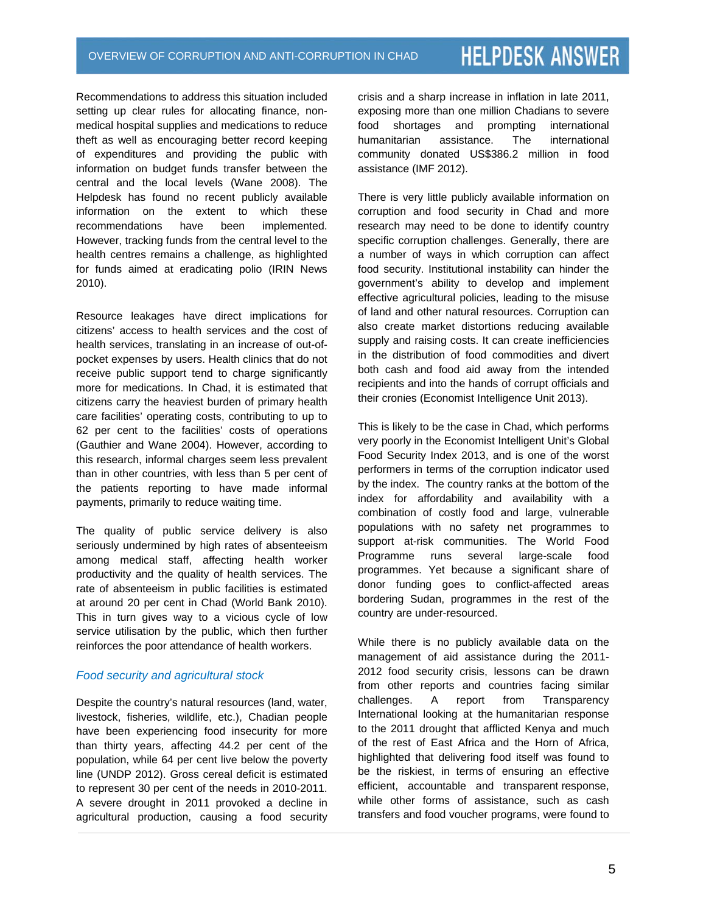Recommendations to address this situation included setting up clear rules for allocating finance, non-medical hospital supplies and medications to reduce theft as well as encouraging better record keeping of expenditures and providing the public with information on budget funds transfer between the central and the local levels (Wane 2008). The Helpdesk has found no recent publicly available information on the extent to which these recommendations have been implemented. However, tracking funds from the central level to the health centres remains a challenge, as highlighted for funds aimed at eradicating polio (IRIN News 2010).

Resource leakages have direct implications for citizens' access to health services and the cost of health services, translating in an increase of out-of-pocket expenses by users. Health clinics that do not receive public support tend to charge significantly more for medications. In Chad, it is estimated that citizens carry the heaviest burden of primary health care facilities' operating costs, contributing to up to 62 per cent to the facilities' costs of operations (Gauthier and Wane 2004). However, according to this research, informal charges seem less prevalent than in other countries, with less than 5 per cent of the patients reporting to have made informal payments, primarily to reduce waiting time.

The quality of public service delivery is also seriously undermined by high rates of absenteeism among medical staff, affecting health worker productivity and the quality of health services. The rate of absenteeism in public facilities is estimated at around 20 per cent in Chad (World Bank 2010). This in turn gives way to a vicious cycle of low service utilisation by the public, which then further reinforces the poor attendance of health workers.

### *Food security and agricultural stock*

Despite the country's natural resources (land, water, livestock, fisheries, wildlife, etc.), Chadian people have been experiencing food insecurity for more than thirty years, affecting 44.2 per cent of the population, while 64 per cent live below the poverty line (UNDP 2012). Gross cereal deficit is estimated to represent 30 per cent of the needs in 2010-2011. A severe drought in 2011 provoked a decline in agricultural production, causing a food security crisis and a sharp increase in inflation in late 2011, exposing more than one million Chadians to severe food shortages and prompting international humanitarian assistance. The international community donated US$386.2 million in food assistance (IMF 2012).

There is very little publicly available information on corruption and food security in Chad and more research may need to be done to identify country specific corruption challenges. Generally, there are a number of ways in which corruption can affect food security. Institutional instability can hinder the government's ability to develop and implement effective agricultural policies, leading to the misuse of land and other natural resources. Corruption can also create market distortions reducing available supply and raising costs. It can create inefficiencies in the distribution of food commodities and divert both cash and food aid away from the intended recipients and into the hands of corrupt officials and their cronies (Economist Intelligence Unit 2013).

This is likely to be the case in Chad, which performs very poorly in the Economist Intelligent Unit's Global Food Security Index 2013, and is one of the worst performers in terms of the corruption indicator used by the index. The country ranks at the bottom of the index for affordability and availability with a combination of costly food and large, vulnerable populations with no safety net programmes to support at-risk communities. The World Food Programme runs several large-scale food programmes. Yet because a significant share of donor funding goes to conflict-affected areas bordering Sudan, programmes in the rest of the country are under-resourced.

While there is no publicly available data on the management of aid assistance during the 2011-2012 food security crisis, lessons can be drawn from other reports and countries facing similar challenges. A report from Transparency International looking at the humanitarian response to the 2011 drought that afflicted Kenya and much of the rest of East Africa and the Horn of Africa, highlighted that delivering food itself was found to be the riskiest, in terms of ensuring an effective efficient, accountable and transparent response, while other forms of assistance, such as cash transfers and food voucher programs, were found to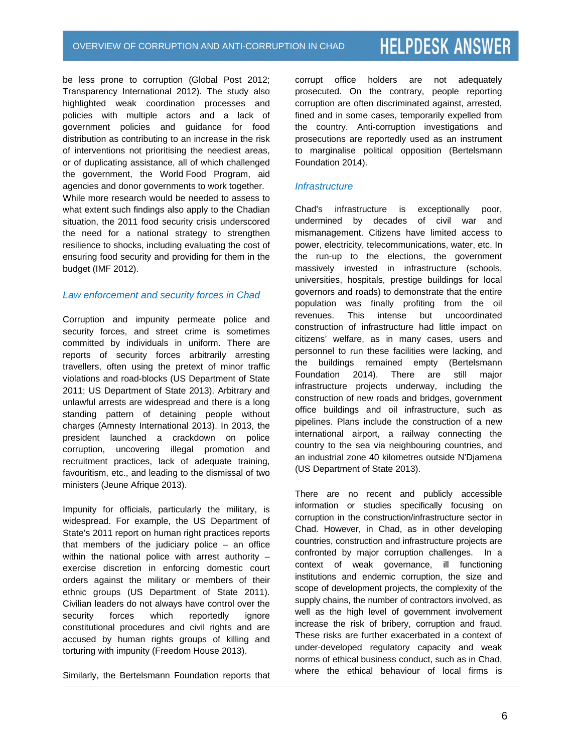be less prone to corruption (Global Post 2012; Transparency International 2012). The study also highlighted weak coordination processes and policies with multiple actors and a lack of government policies and guidance for food distribution as contributing to an increase in the risk of interventions not prioritising the neediest areas, or of duplicating assistance, all of which challenged the government, the World Food Program, aid agencies and donor governments to work together. While more research would be needed to assess to what extent such findings also apply to the Chadian situation, the 2011 food security crisis underscored the need for a national strategy to strengthen resilience to shocks, including evaluating the cost of ensuring food security and providing for them in the budget (IMF 2012).

### *Law enforcement and security forces in Chad*

Corruption and impunity permeate police and security forces, and street crime is sometimes committed by individuals in uniform. There are reports of security forces arbitrarily arresting travellers, often using the pretext of minor traffic violations and road-blocks (US Department of State 2011; US Department of State 2013). Arbitrary and unlawful arrests are widespread and there is a long standing pattern of detaining people without charges (Amnesty International 2013). In 2013, the president launched a crackdown on police corruption, uncovering illegal promotion and recruitment practices, lack of adequate training, favouritism, etc., and leading to the dismissal of two ministers (Jeune Afrique 2013).

Impunity for officials, particularly the military, is widespread. For example, the US Department of State's 2011 report on human right practices reports that members of the judiciary police – an office within the national police with arrest authority – exercise discretion in enforcing domestic court orders against the military or members of their ethnic groups (US Department of State 2011). Civilian leaders do not always have control over the security forces which reportedly ignore constitutional procedures and civil rights and are accused by human rights groups of killing and torturing with impunity (Freedom House 2013).

Similarly, the Bertelsmann Foundation reports that corrupt office holders are not adequately prosecuted. On the contrary, people reporting corruption are often discriminated against, arrested, fined and in some cases, temporarily expelled from the country. Anti-corruption investigations and prosecutions are reportedly used as an instrument to marginalise political opposition (Bertelsmann Foundation 2014).

### *Infrastructure*

Chad's infrastructure is exceptionally poor, undermined by decades of civil war and mismanagement. Citizens have limited access to power, electricity, telecommunications, water, etc. In the run-up to the elections, the government massively invested in infrastructure (schools, universities, hospitals, prestige buildings for local governors and roads) to demonstrate that the entire population was finally profiting from the oil revenues. This intense but uncoordinated construction of infrastructure had little impact on citizens' welfare, as in many cases, users and personnel to run these facilities were lacking, and the buildings remained empty (Bertelsmann Foundation 2014). There are still major infrastructure projects underway, including the construction of new roads and bridges, government office buildings and oil infrastructure, such as pipelines. Plans include the construction of a new international airport, a railway connecting the country to the sea via neighbouring countries, and an industrial zone 40 kilometres outside N'Djamena (US Department of State 2013).

There are no recent and publicly accessible information or studies specifically focusing on corruption in the construction/infrastructure sector in Chad. However, in Chad, as in other developing countries, construction and infrastructure projects are confronted by major corruption challenges. In a context of weak governance, ill functioning institutions and endemic corruption, the size and scope of development projects, the complexity of the supply chains, the number of contractors involved, as well as the high level of government involvement increase the risk of bribery, corruption and fraud. These risks are further exacerbated in a context of under-developed regulatory capacity and weak norms of ethical business conduct, such as in Chad, where the ethical behaviour of local firms is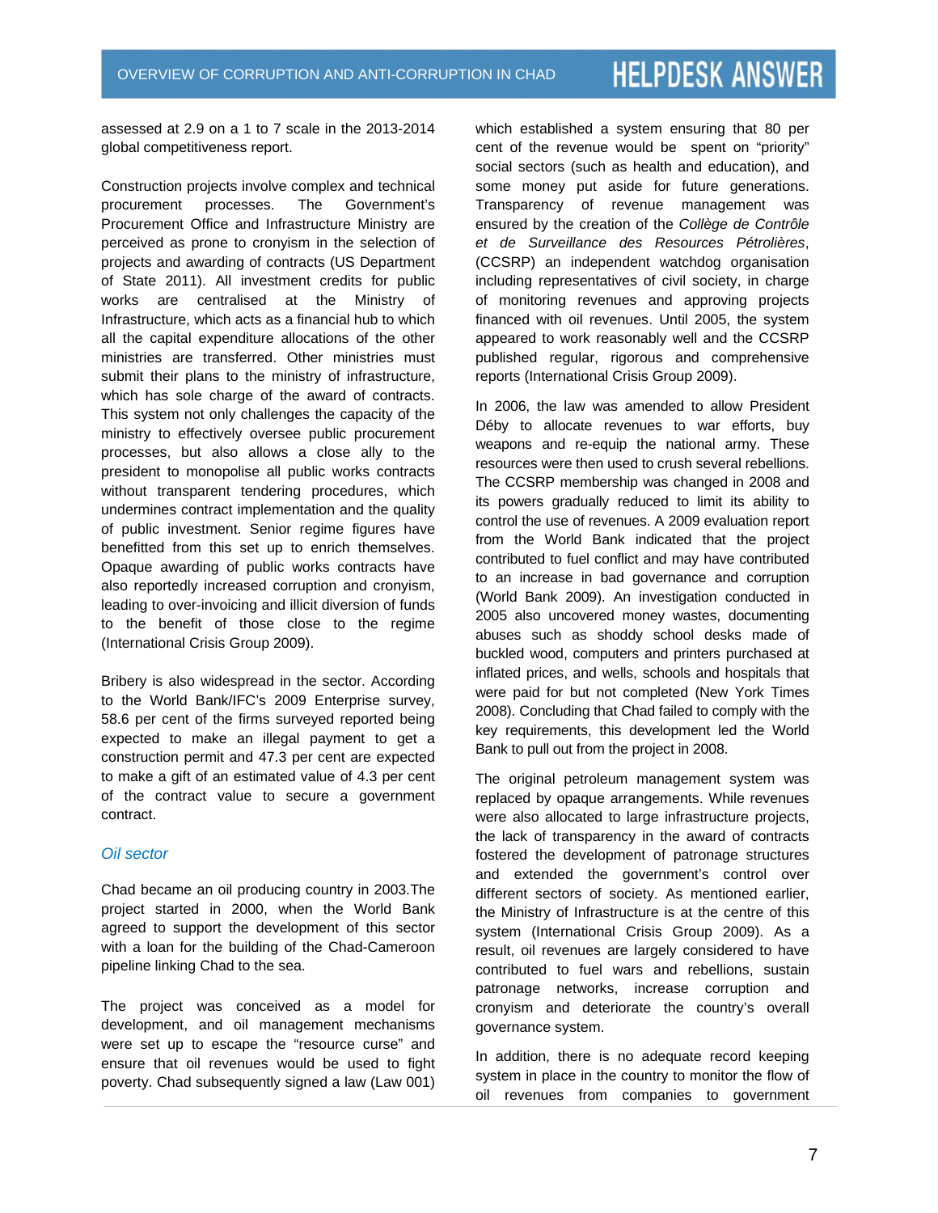assessed at 2.9 on a 1 to 7 scale in the 2013-2014 global competitiveness report.

Construction projects involve complex and technical procurement processes. The Government's Procurement Office and Infrastructure Ministry are perceived as prone to cronyism in the selection of projects and awarding of contracts (US Department of State 2011). All investment credits for public works are centralised at the Ministry of Infrastructure, which acts as a financial hub to which all the capital expenditure allocations of the other ministries are transferred. Other ministries must submit their plans to the ministry of infrastructure, which has sole charge of the award of contracts. This system not only challenges the capacity of the ministry to effectively oversee public procurement processes, but also allows a close ally to the president to monopolise all public works contracts without transparent tendering procedures, which undermines contract implementation and the quality of public investment. Senior regime figures have benefitted from this set up to enrich themselves. Opaque awarding of public works contracts have also reportedly increased corruption and cronyism, leading to over-invoicing and illicit diversion of funds to the benefit of those close to the regime (International Crisis Group 2009).

Bribery is also widespread in the sector. According to the World Bank/IFC's 2009 Enterprise survey, 58.6 per cent of the firms surveyed reported being expected to make an illegal payment to get a construction permit and 47.3 per cent are expected to make a gift of an estimated value of 4.3 per cent of the contract value to secure a government contract.

### *Oil sector*

Chad became an oil producing country in 2003.The project started in 2000, when the World Bank agreed to support the development of this sector with a loan for the building of the Chad-Cameroon pipeline linking Chad to the sea.

The project was conceived as a model for development, and oil management mechanisms were set up to escape the "resource curse" and ensure that oil revenues would be used to fight poverty. Chad subsequently signed a law (Law 001) which established a system ensuring that 80 per cent of the revenue would be spent on "priority" social sectors (such as health and education), and some money put aside for future generations. Transparency of revenue management was ensured by the creation of the *Collège de Contrôle et de Surveillance des Resources Pétrolières*, (CCSRP) an independent watchdog organisation including representatives of civil society, in charge of monitoring revenues and approving projects financed with oil revenues. Until 2005, the system appeared to work reasonably well and the CCSRP published regular, rigorous and comprehensive reports (International Crisis Group 2009).

In 2006, the law was amended to allow President Déby to allocate revenues to war efforts, buy weapons and re-equip the national army. These resources were then used to crush several rebellions. The CCSRP membership was changed in 2008 and its powers gradually reduced to limit its ability to control the use of revenues. A 2009 evaluation report from the World Bank indicated that the project contributed to fuel conflict and may have contributed to an increase in bad governance and corruption (World Bank 2009). An investigation conducted in 2005 also uncovered money wastes, documenting abuses such as shoddy school desks made of buckled wood, computers and printers purchased at inflated prices, and wells, schools and hospitals that were paid for but not completed (New York Times 2008). Concluding that Chad failed to comply with the key requirements, this development led the World Bank to pull out from the project in 2008.

The original petroleum management system was replaced by opaque arrangements. While revenues were also allocated to large infrastructure projects, the lack of transparency in the award of contracts fostered the development of patronage structures and extended the government's control over different sectors of society. As mentioned earlier, the Ministry of Infrastructure is at the centre of this system (International Crisis Group 2009). As a result, oil revenues are largely considered to have contributed to fuel wars and rebellions, sustain patronage networks, increase corruption and cronyism and deteriorate the country's overall governance system.

In addition, there is no adequate record keeping system in place in the country to monitor the flow of oil revenues from companies to government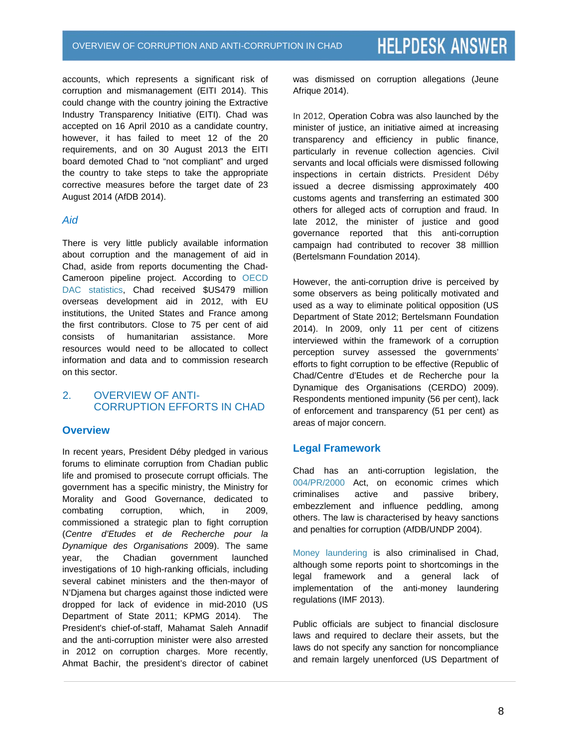accounts, which represents a significant risk of corruption and mismanagement (EITI 2014). This could change with the country joining the Extractive Industry Transparency Initiative (EITI). Chad was accepted on 16 April 2010 as a candidate country, however, it has failed to meet 12 of the 20 requirements, and on 30 August 2013 the EITI board demoted Chad to "not compliant" and urged the country to take steps to take the appropriate corrective measures before the target date of 23 August 2014 (AfDB 2014).

### *Aid*

There is very little publicly available information about corruption and the management of aid in Chad, aside from reports documenting the Chad-Cameroon pipeline project. According to OECD DAC statistics, Chad received $US479 million overseas development aid in 2012, with EU institutions, the United States and France among the first contributors. Close to 75 per cent of aid consists of humanitarian assistance. More resources would need to be allocated to collect information and data and to commission research on this sector.

## 2. OVERVIEW OF ANTI-CORRUPTION EFFORTS IN CHAD

### Overview

In recent years, President Déby pledged in various forums to eliminate corruption from Chadian public life and promised to prosecute corrupt officials. The government has a specific ministry, the Ministry for Morality and Good Governance, dedicated to combating corruption, which, in 2009, commissioned a strategic plan to fight corruption (*Centre d'Etudes et de Recherche pour la Dynamique des Organisations* 2009). The same year, the Chadian government launched investigations of 10 high-ranking officials, including several cabinet ministers and the then-mayor of N'Djamena but charges against those indicted were dropped for lack of evidence in mid-2010 (US Department of State 2011; KPMG 2014). The President's chief-of-staff, Mahamat Saleh Annadif and the anti-corruption minister were also arrested in 2012 on corruption charges. More recently, Ahmat Bachir, the president's director of cabinet was dismissed on corruption allegations (Jeune Afrique 2014).

In 2012, Operation Cobra was also launched by the minister of justice, an initiative aimed at increasing transparency and efficiency in public finance, particularly in revenue collection agencies. Civil servants and local officials were dismissed following inspections in certain districts. President Déby issued a decree dismissing approximately 400 customs agents and transferring an estimated 300 others for alleged acts of corruption and fraud. In late 2012, the minister of justice and good governance reported that this anti-corruption campaign had contributed to recover 38 milllion (Bertelsmann Foundation 2014).

However, the anti-corruption drive is perceived by some observers as being politically motivated and used as a way to eliminate political opposition (US Department of State 2012; Bertelsmann Foundation 2014). In 2009, only 11 per cent of citizens interviewed within the framework of a corruption perception survey assessed the governments' efforts to fight corruption to be effective (Republic of Chad/Centre d'Etudes et de Recherche pour la Dynamique des Organisations (CERDO) 2009). Respondents mentioned impunity (56 per cent), lack of enforcement and transparency (51 per cent) as areas of major concern.

### Legal Framework

Chad has an anti-corruption legislation, the 004/PR/2000 Act, on economic crimes which criminalises active and passive bribery, embezzlement and influence peddling, among others. The law is characterised by heavy sanctions and penalties for corruption (AfDB/UNDP 2004).

Money laundering is also criminalised in Chad, although some reports point to shortcomings in the legal framework and a general lack of implementation of the anti-money laundering regulations (IMF 2013).

Public officials are subject to financial disclosure laws and required to declare their assets, but the laws do not specify any sanction for noncompliance and remain largely unenforced (US Department of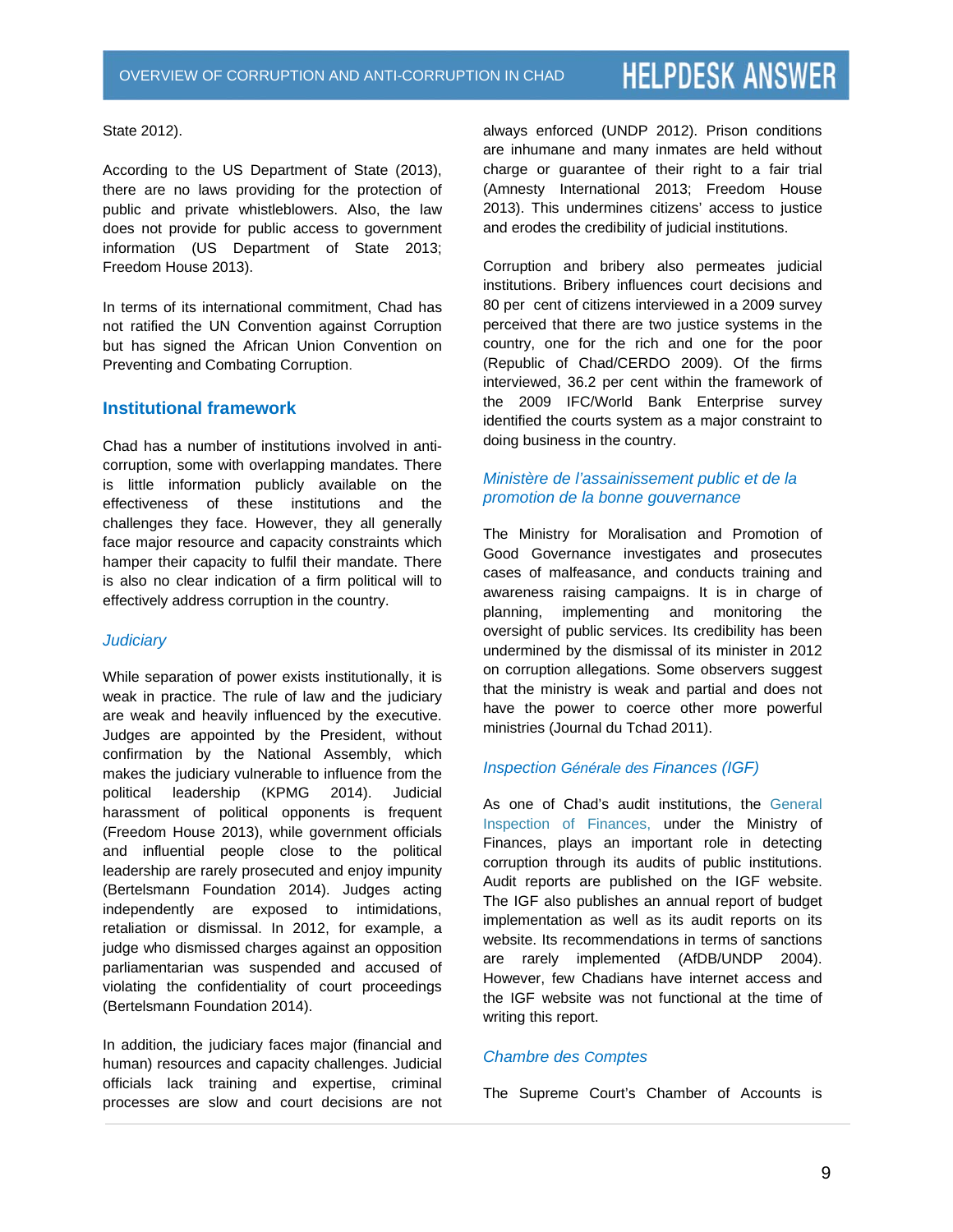State 2012).

According to the US Department of State (2013), there are no laws providing for the protection of public and private whistleblowers. Also, the law does not provide for public access to government information (US Department of State 2013; Freedom House 2013).

In terms of its international commitment, Chad has not ratified the UN Convention against Corruption but has signed the African Union Convention on Preventing and Combating Corruption.

## Institutional framework

Chad has a number of institutions involved in anti-corruption, some with overlapping mandates. There is little information publicly available on the effectiveness of these institutions and the challenges they face. However, they all generally face major resource and capacity constraints which hamper their capacity to fulfil their mandate. There is also no clear indication of a firm political will to effectively address corruption in the country.

### *Judiciary*

While separation of power exists institutionally, it is weak in practice. The rule of law and the judiciary are weak and heavily influenced by the executive. Judges are appointed by the President, without confirmation by the National Assembly, which makes the judiciary vulnerable to influence from the political leadership (KPMG 2014). Judicial harassment of political opponents is frequent (Freedom House 2013), while government officials and influential people close to the political leadership are rarely prosecuted and enjoy impunity (Bertelsmann Foundation 2014). Judges acting independently are exposed to intimidations, retaliation or dismissal. In 2012, for example, a judge who dismissed charges against an opposition parliamentarian was suspended and accused of violating the confidentiality of court proceedings (Bertelsmann Foundation 2014).

In addition, the judiciary faces major (financial and human) resources and capacity challenges. Judicial officials lack training and expertise, criminal processes are slow and court decisions are not always enforced (UNDP 2012). Prison conditions are inhumane and many inmates are held without charge or guarantee of their right to a fair trial (Amnesty International 2013; Freedom House 2013). This undermines citizens' access to justice and erodes the credibility of judicial institutions.

Corruption and bribery also permeates judicial institutions. Bribery influences court decisions and 80 per cent of citizens interviewed in a 2009 survey perceived that there are two justice systems in the country, one for the rich and one for the poor (Republic of Chad/CERDO 2009). Of the firms interviewed, 36.2 per cent within the framework of the 2009 IFC/World Bank Enterprise survey identified the courts system as a major constraint to doing business in the country.

### *Ministère de l'assainissement public et de la promotion de la bonne gouvernance*

The Ministry for Moralisation and Promotion of Good Governance investigates and prosecutes cases of malfeasance, and conducts training and awareness raising campaigns. It is in charge of planning, implementing and monitoring the oversight of public services. Its credibility has been undermined by the dismissal of its minister in 2012 on corruption allegations. Some observers suggest that the ministry is weak and partial and does not have the power to coerce other more powerful ministries (Journal du Tchad 2011).

### *Inspection Générale des Finances (IGF)*

As one of Chad's audit institutions, the General Inspection of Finances, under the Ministry of Finances, plays an important role in detecting corruption through its audits of public institutions. Audit reports are published on the IGF website. The IGF also publishes an annual report of budget implementation as well as its audit reports on its website. Its recommendations in terms of sanctions are rarely implemented (AfDB/UNDP 2004). However, few Chadians have internet access and the IGF website was not functional at the time of writing this report.

### *Chambre des Comptes*

The Supreme Court's Chamber of Accounts is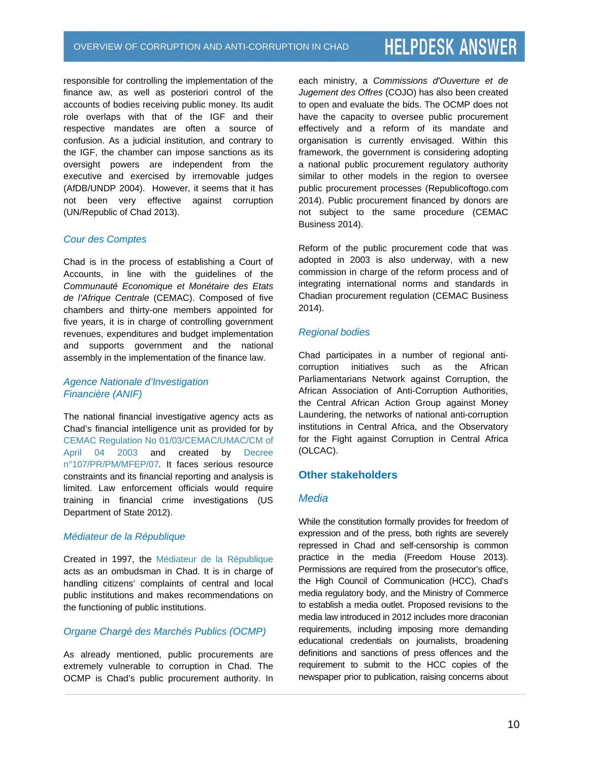responsible for controlling the implementation of the finance aw, as well as posteriori control of the accounts of bodies receiving public money. Its audit role overlaps with that of the IGF and their respective mandates are often a source of confusion. As a judicial institution, and contrary to the IGF, the chamber can impose sanctions as its oversight powers are independent from the executive and exercised by irremovable judges (AfDB/UNDP 2004). However, it seems that it has not been very effective against corruption (UN/Republic of Chad 2013).

### *Cour des Comptes*

Chad is in the process of establishing a Court of Accounts, in line with the guidelines of the *Communauté Economique et Monétaire des Etats de l'Afrique Centrale* (CEMAC). Composed of five chambers and thirty-one members appointed for five years, it is in charge of controlling government revenues, expenditures and budget implementation and supports government and the national assembly in the implementation of the finance law.

### *Agence Nationale d'Investigation Financière (ANIF)*

The national financial investigative agency acts as Chad's financial intelligence unit as provided for by CEMAC Regulation No 01/03/CEMAC/UMAC/CM of April 04 2003 and created by Decree n°107/PR/PM/MFEP/07*.* It faces serious resource constraints and its financial reporting and analysis is limited. Law enforcement officials would require training in financial crime investigations (US Department of State 2012).

### *Médiateur de la République*

Created in 1997, the Médiateur de la République acts as an ombudsman in Chad. It is in charge of handling citizens' complaints of central and local public institutions and makes recommendations on the functioning of public institutions.

### *Organe Chargé des Marchés Publics (OCMP)*

As already mentioned, public procurements are extremely vulnerable to corruption in Chad. The OCMP is Chad's public procurement authority. In each ministry, a *Commissions d'Ouverture et de Jugement des Offres* (COJO) has also been created to open and evaluate the bids. The OCMP does not have the capacity to oversee public procurement effectively and a reform of its mandate and organisation is currently envisaged. Within this framework, the government is considering adopting a national public procurement regulatory authority similar to other models in the region to oversee public procurement processes (Republicoftogo.com 2014). Public procurement financed by donors are not subject to the same procedure (CEMAC Business 2014).

Reform of the public procurement code that was adopted in 2003 is also underway, with a new commission in charge of the reform process and of integrating international norms and standards in Chadian procurement regulation (CEMAC Business 2014).

### *Regional bodies*

Chad participates in a number of regional anti-corruption initiatives such as the African Parliamentarians Network against Corruption, the African Association of Anti-Corruption Authorities, the Central African Action Group against Money Laundering, the networks of national anti-corruption institutions in Central Africa, and the Observatory for the Fight against Corruption in Central Africa (OLCAC).

## Other stakeholders

### *Media*

While the constitution formally provides for freedom of expression and of the press, both rights are severely repressed in Chad and self-censorship is common practice in the media (Freedom House 2013). Permissions are required from the prosecutor's office, the High Council of Communication (HCC), Chad's media regulatory body, and the Ministry of Commerce to establish a media outlet. Proposed revisions to the media law introduced in 2012 includes more draconian requirements, including imposing more demanding educational credentials on journalists, broadening definitions and sanctions of press offences and the requirement to submit to the HCC copies of the newspaper prior to publication, raising concerns about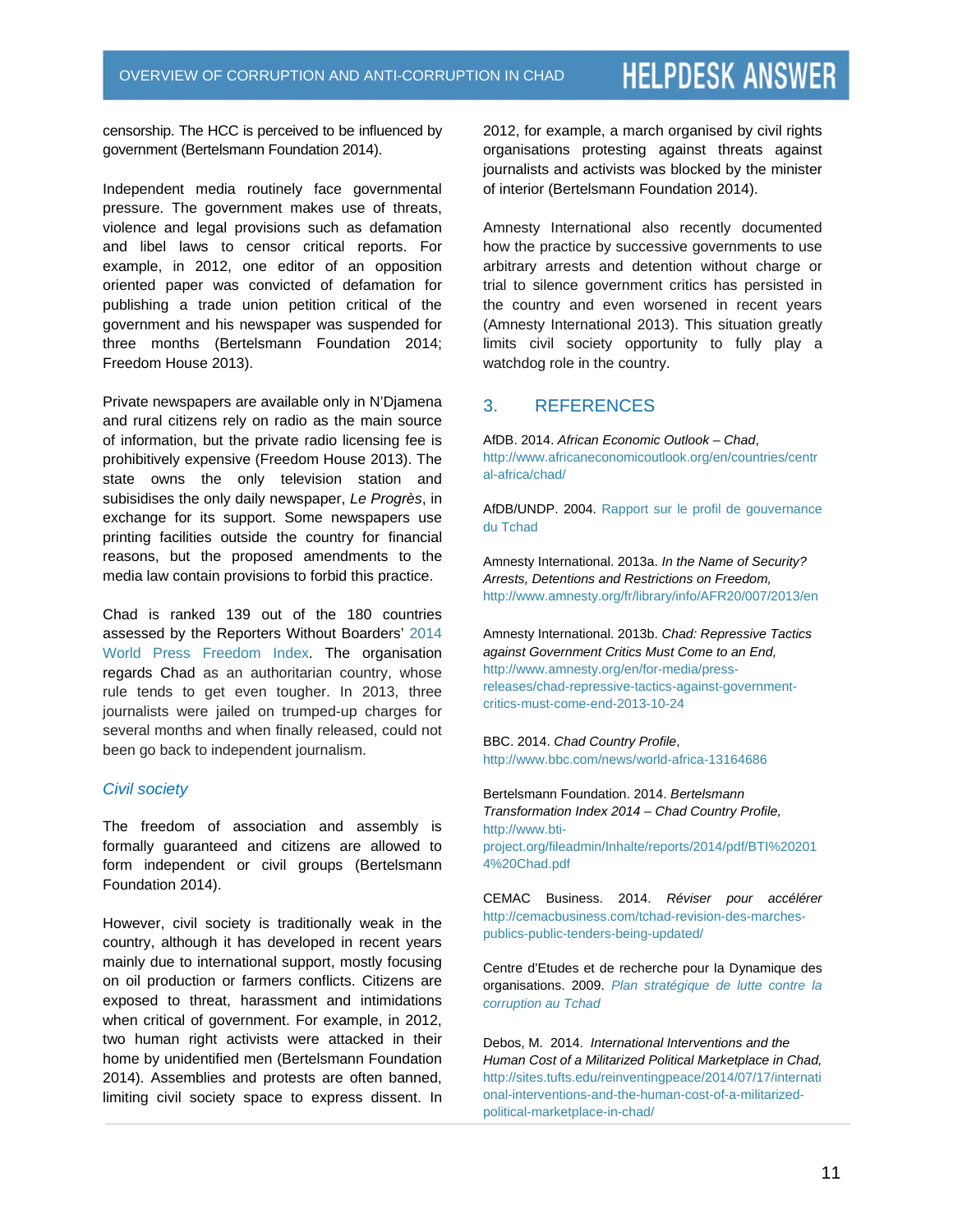censorship. The HCC is perceived to be influenced by government (Bertelsmann Foundation 2014).

Independent media routinely face governmental pressure. The government makes use of threats, violence and legal provisions such as defamation and libel laws to censor critical reports. For example, in 2012, one editor of an opposition oriented paper was convicted of defamation for publishing a trade union petition critical of the government and his newspaper was suspended for three months (Bertelsmann Foundation 2014; Freedom House 2013).

Private newspapers are available only in N'Djamena and rural citizens rely on radio as the main source of information, but the private radio licensing fee is prohibitively expensive (Freedom House 2013). The state owns the only television station and subisidises the only daily newspaper, *Le Progrès*, in exchange for its support. Some newspapers use printing facilities outside the country for financial reasons, but the proposed amendments to the media law contain provisions to forbid this practice.

Chad is ranked 139 out of the 180 countries assessed by the Reporters Without Boarders' 2014 World Press Freedom Index. The organisation regards Chad as an authoritarian country, whose rule tends to get even tougher. In 2013, three journalists were jailed on trumped-up charges for several months and when finally released, could not been go back to independent journalism.

### *Civil society*

The freedom of association and assembly is formally guaranteed and citizens are allowed to form independent or civil groups (Bertelsmann Foundation 2014).

However, civil society is traditionally weak in the country, although it has developed in recent years mainly due to international support, mostly focusing on oil production or farmers conflicts. Citizens are exposed to threat, harassment and intimidations when critical of government. For example, in 2012, two human right activists were attacked in their home by unidentified men (Bertelsmann Foundation 2014). Assemblies and protests are often banned, limiting civil society space to express dissent. In 2012, for example, a march organised by civil rights organisations protesting against threats against journalists and activists was blocked by the minister of interior (Bertelsmann Foundation 2014).

Amnesty International also recently documented how the practice by successive governments to use arbitrary arrests and detention without charge or trial to silence government critics has persisted in the country and even worsened in recent years (Amnesty International 2013). This situation greatly limits civil society opportunity to fully play a watchdog role in the country.

## 3. REFERENCES

AfDB. 2014. *African Economic Outlook – Chad*, http://www.africaneconomicoutlook.org/en/countries/central-africa/chad/

AfDB/UNDP. 2004. Rapport sur le profil de gouvernance du Tchad

Amnesty International. 2013a. *In the Name of Security? Arrests, Detentions and Restrictions on Freedom,* http://www.amnesty.org/fr/library/info/AFR20/007/2013/en

Amnesty International. 2013b. *Chad: Repressive Tactics against Government Critics Must Come to an End,* http://www.amnesty.org/en/for-media/press-releases/chad-repressive-tactics-against-government-critics-must-come-end-2013-10-24

BBC. 2014. *Chad Country Profile*, http://www.bbc.com/news/world-africa-13164686

Bertelsmann Foundation. 2014. *Bertelsmann Transformation Index 2014 – Chad Country Profile,* http://www.bti-project.org/fileadmin/Inhalte/reports/2014/pdf/BTI%202014%20Chad.pdf

CEMAC Business. 2014. *Réviser pour accélérer* http://cemacbusiness.com/tchad-revision-des-marches-publics-public-tenders-being-updated/

Centre d'Etudes et de recherche pour la Dynamique des organisations. 2009. *Plan stratégique de lutte contre la corruption au Tchad*

Debos, M. 2014. *International Interventions and the Human Cost of a Militarized Political Marketplace in Chad,* http://sites.tufts.edu/reinventingpeace/2014/07/17/international-interventions-and-the-human-cost-of-a-militarized-political-marketplace-in-chad/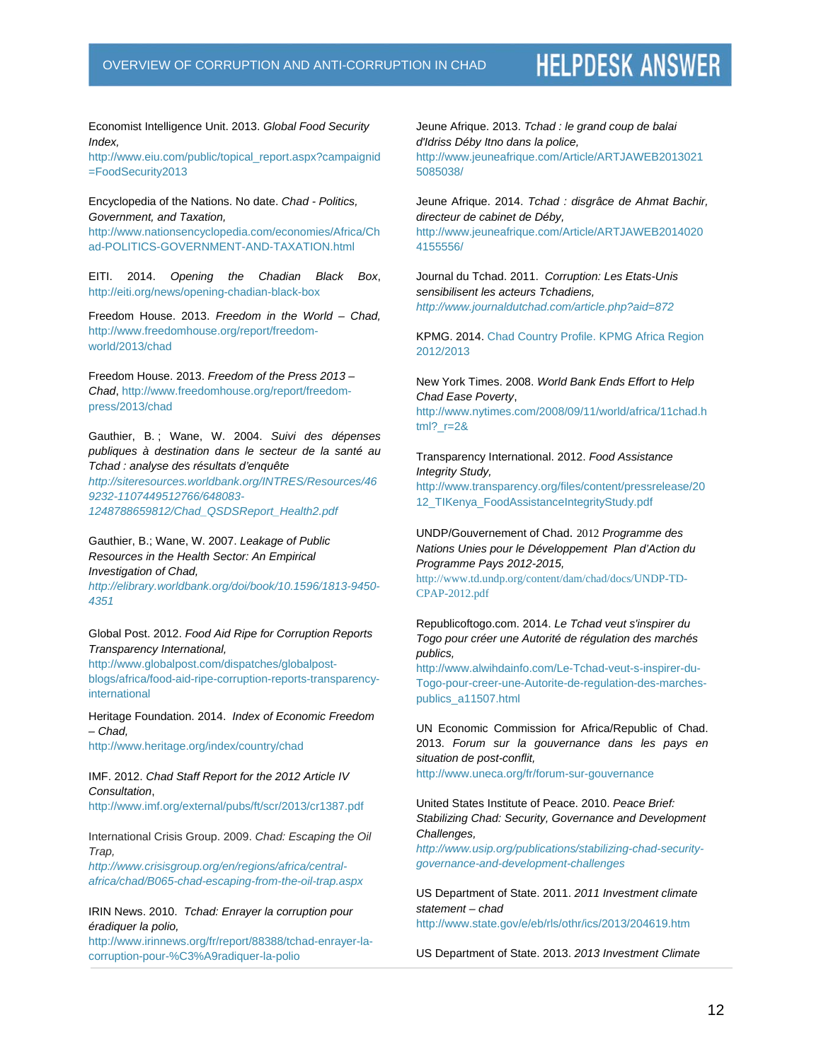Economist Intelligence Unit. 2013. *Global Food Security Index*, http://www.eiu.com/public/topical_report.aspx?campaignid=FoodSecurity2013

Encyclopedia of the Nations. No date. *Chad - Politics, Government, and Taxation*, http://www.nationsencyclopedia.com/economies/Africa/Chad-POLITICS-GOVERNMENT-AND-TAXATION.html

EITI. 2014. *Opening the Chadian Black Box*, http://eiti.org/news/opening-chadian-black-box

Freedom House. 2013. *Freedom in the World – Chad*, http://www.freedomhouse.org/report/freedom-world/2013/chad

Freedom House. 2013. *Freedom of the Press 2013 – Chad*, http://www.freedomhouse.org/report/freedom-press/2013/chad

Gauthier, B. ; Wane, W. 2004. *Suivi des dépenses publiques à destination dans le secteur de la santé au Tchad : analyse des résultats d'enquête* *http://siteresources.worldbank.org/INTRES/Resources/469232-1107449512766/648083-1248788659812/Chad_QSDSReport_Health2.pdf*

Gauthier, B.; Wane, W. 2007. *Leakage of Public Resources in the Health Sector: An Empirical Investigation of Chad,* *http://elibrary.worldbank.org/doi/book/10.1596/1813-9450-4351*

Global Post. 2012. *Food Aid Ripe for Corruption Reports Transparency International,* http://www.globalpost.com/dispatches/globalpost-blogs/africa/food-aid-ripe-corruption-reports-transparency-international

Heritage Foundation. 2014. *Index of Economic Freedom – Chad,* http://www.heritage.org/index/country/chad

IMF. 2012. *Chad Staff Report for the 2012 Article IV Consultation*, http://www.imf.org/external/pubs/ft/scr/2013/cr1387.pdf

International Crisis Group. 2009. *Chad: Escaping the Oil Trap,* *http://www.crisisgroup.org/en/regions/africa/central-africa/chad/B065-chad-escaping-from-the-oil-trap.aspx*

IRIN News. 2010. *Tchad: Enrayer la corruption pour éradiquer la polio,* http://www.irinnews.org/fr/report/88388/tchad-enrayer-la-corruption-pour-%C3%A9radiquer-la-polio

Jeune Afrique. 2013. *Tchad : le grand coup de balai d'Idriss Déby Itno dans la police,* http://www.jeuneafrique.com/Article/ARTJAWEB20130215085038/

Jeune Afrique. 2014. *Tchad : disgrâce de Ahmat Bachir, directeur de cabinet de Déby,* http://www.jeuneafrique.com/Article/ARTJAWEB20140204155556/

Journal du Tchad. 2011. *Corruption: Les Etats-Unis sensibilisent les acteurs Tchadiens,* *http://www.journaldutchad.com/article.php?aid=872*

KPMG. 2014. Chad Country Profile. KPMG Africa Region 2012/2013

New York Times. 2008. *World Bank Ends Effort to Help Chad Ease Poverty*, http://www.nytimes.com/2008/09/11/world/africa/11chad.html?_r=2&

Transparency International. 2012. *Food Assistance Integrity Study,* http://www.transparency.org/files/content/pressrelease/2012_TIKenya_FoodAssistanceIntegrityStudy.pdf

UNDP/Gouvernement of Chad. 2012 *Programme des Nations Unies pour le Développement Plan d'Action du Programme Pays 2012-2015,* http://www.td.undp.org/content/dam/chad/docs/UNDP-TD-CPAP-2012.pdf

Republicoftogo.com. 2014. *Le Tchad veut s'inspirer du Togo pour créer une Autorité de régulation des marchés publics,* http://www.alwihdainfo.com/Le-Tchad-veut-s-inspirer-du-Togo-pour-creer-une-Autorite-de-regulation-des-marches-publics_a11507.html

UN Economic Commission for Africa/Republic of Chad. 2013. *Forum sur la gouvernance dans les pays en situation de post-conflit,* http://www.uneca.org/fr/forum-sur-gouvernance

United States Institute of Peace. 2010. *Peace Brief: Stabilizing Chad: Security, Governance and Development Challenges,* *http://www.usip.org/publications/stabilizing-chad-security-governance-and-development-challenges*

US Department of State. 2011. *2011 Investment climate statement – chad* http://www.state.gov/e/eb/rls/othr/ics/2013/204619.htm

US Department of State. 2013. *2013 Investment Climate*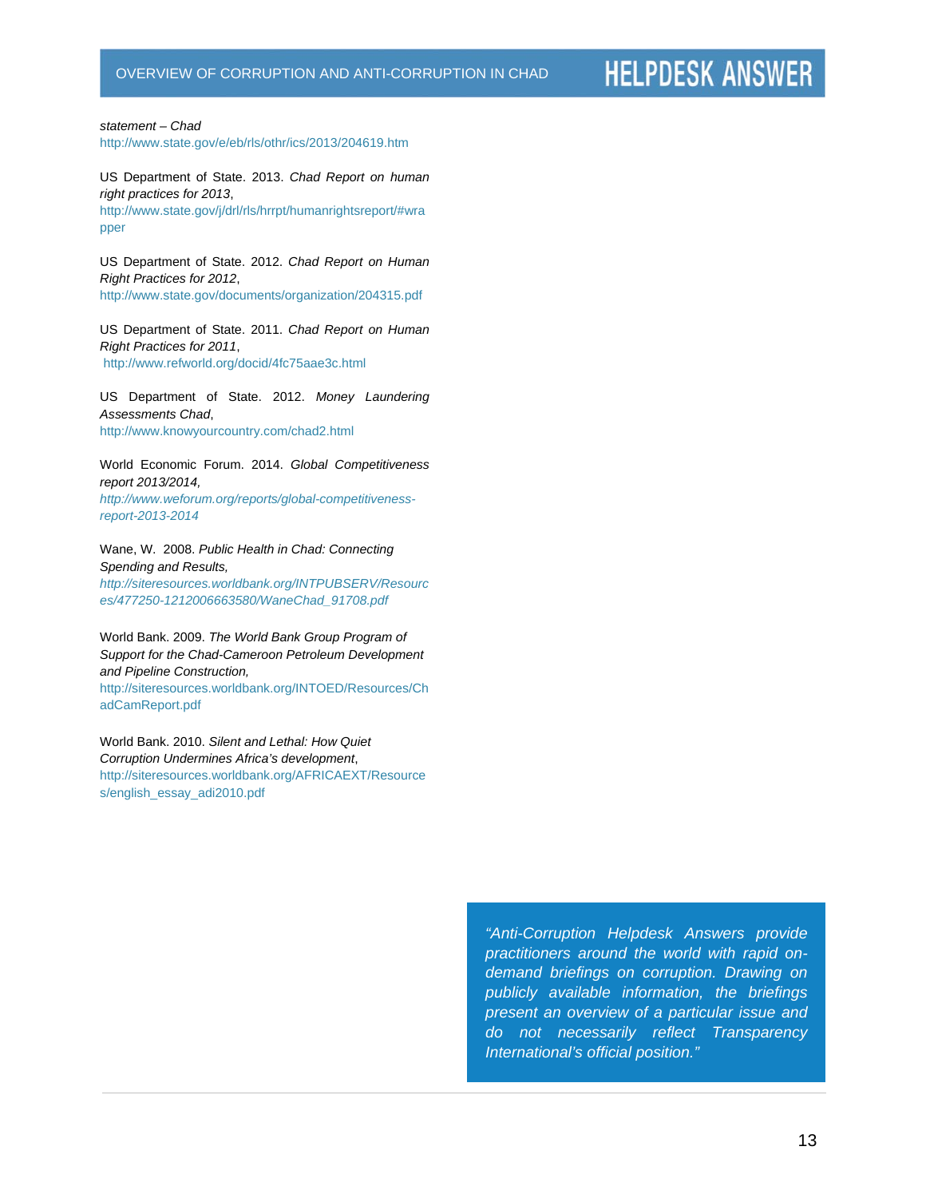*statement – Chad*
http://www.state.gov/e/eb/rls/othr/ics/2013/204619.htm

US Department of State. 2013. *Chad Report on human right practices for 2013*,
http://www.state.gov/j/drl/rls/hrrpt/humanrightsreport/#wrapper

US Department of State. 2012. *Chad Report on Human Right Practices for 2012*,
http://www.state.gov/documents/organization/204315.pdf

US Department of State. 2011. *Chad Report on Human Right Practices for 2011*,
http://www.refworld.org/docid/4fc75aae3c.html

US Department of State. 2012. *Money Laundering Assessments Chad*,
http://www.knowyourcountry.com/chad2.html

World Economic Forum. 2014. *Global Competitiveness report 2013/2014,*
*http://www.weforum.org/reports/global-competitiveness-report-2013-2014*

Wane, W. 2008. *Public Health in Chad: Connecting Spending and Results,*
*http://siteresources.worldbank.org/INTPUBSERV/Resources/477250-1212006663580/WaneChad_91708.pdf*

World Bank. 2009. *The World Bank Group Program of Support for the Chad-Cameroon Petroleum Development and Pipeline Construction,*
http://siteresources.worldbank.org/INTOED/Resources/ChadCamReport.pdf

World Bank. 2010. *Silent and Lethal: How Quiet Corruption Undermines Africa's development*,
http://siteresources.worldbank.org/AFRICAEXT/Resources/english_essay_adi2010.pdf

*"Anti-Corruption Helpdesk Answers provide practitioners around the world with rapid on-demand briefings on corruption. Drawing on publicly available information, the briefings present an overview of a particular issue and do not necessarily reflect Transparency International's official position."*